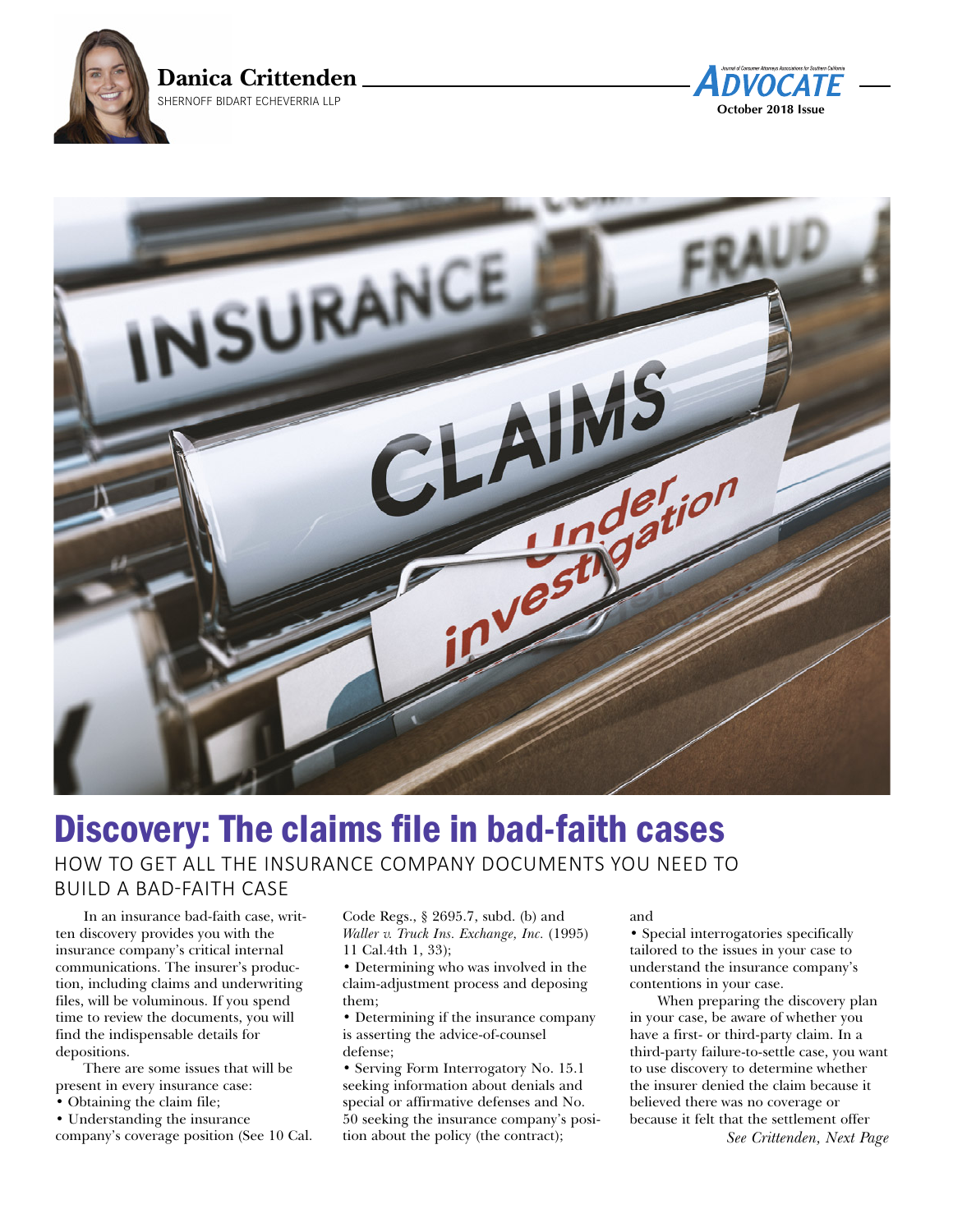**Danica Crittenden**

SHERNOFF BIDART ECHEVERRIA LLP

# Discovery: The claims file in bad-faith cases

## HOW TO GET ALL THE INSURANCE COMPANY DOCUMENTS YOU NEED TO BUILD A BAD-FAITH CASE

In an insurance bad-faith case, written discovery provides you with the insurance company's critical internal communications. The insurer's production, including claims and underwriting files, will be voluminous. If you spend time to review the documents, you will find the indispensable details for depositions.

There are some issues that will be present in every insurance case:

- Obtaining the claim file;
- Understanding the insurance company's coverage position (See 10 Cal. Code Regs., § 2695.7, subd. (b) and *Waller v. Truck Ins. Exchange, Inc.* (1995) 11 Cal.4th 1, 33);
- Determining who was involved in the claim-adjustment process and deposing them;
- Determining if the insurance company is asserting the advice-of-counsel defense;
- Serving Form Interrogatory No. 15.1 seeking information about denials and special or affirmative defenses and No. 50 seeking the insurance company's position about the policy (the contract); and
- Special interrogatories specifically tailored to the issues in your case to understand the insurance company's contentions in your case.

When preparing the discovery plan in your case, be aware of whether you have a first- or third-party claim. In a third-party failure-to-settle case, you want to use discovery to determine whether the insurer denied the claim because it believed there was no coverage or because it felt that the settlement offer

*See Crittenden, Next Page*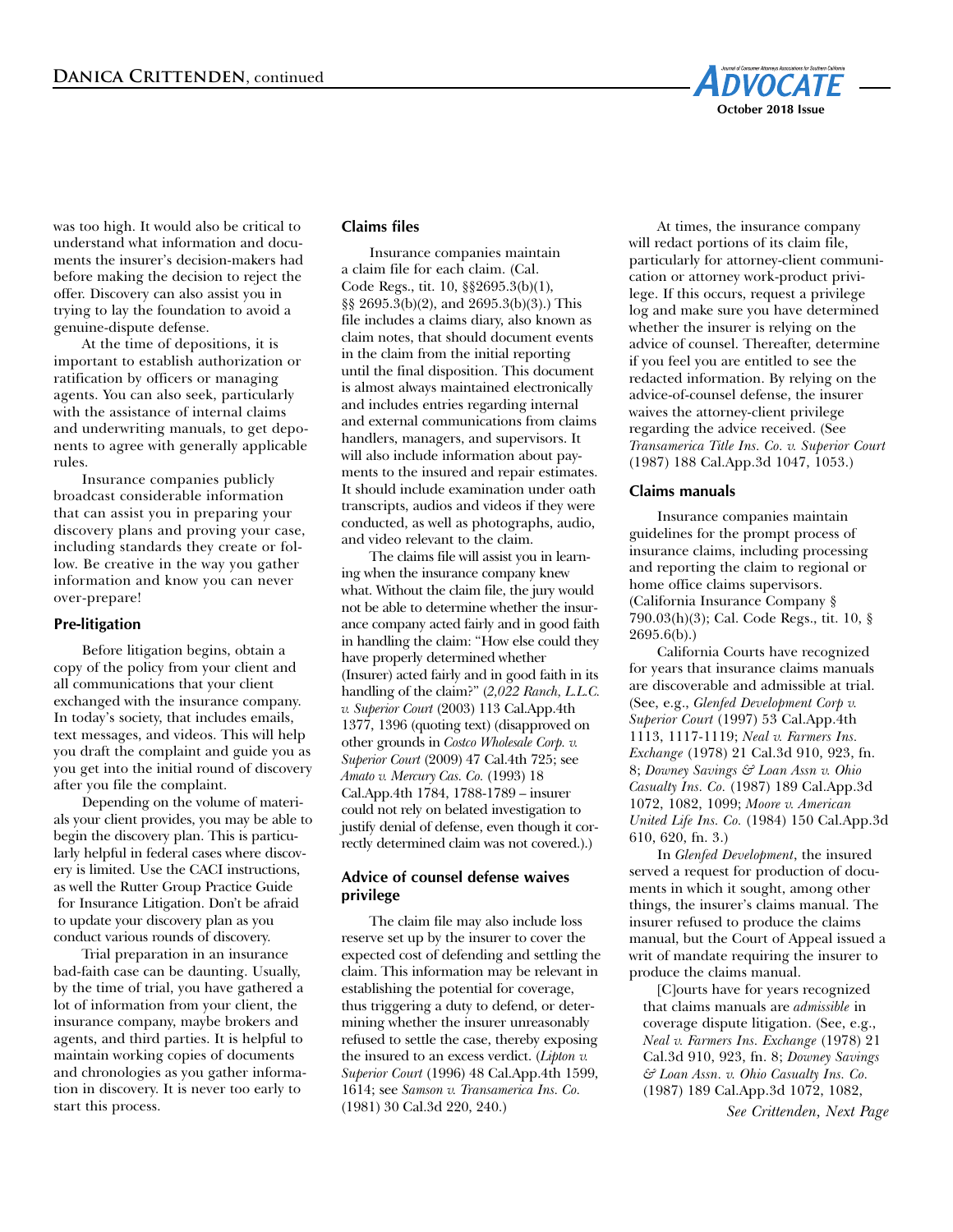was too high. It would also be critical to understand what information and documents the insurer's decision-makers had before making the decision to reject the offer. Discovery can also assist you in trying to lay the foundation to avoid a genuine-dispute defense.

At the time of depositions, it is important to establish authorization or ratification by officers or managing agents. You can also seek, particularly with the assistance of internal claims and underwriting manuals, to get deponents to agree with generally applicable rules.

Insurance companies publicly broadcast considerable information that can assist you in preparing your discovery plans and proving your case, including standards they create or follow. Be creative in the way you gather information and know you can never over-prepare!

### Pre-litigation

Before litigation begins, obtain a copy of the policy from your client and all communications that your client exchanged with the insurance company. In today's society, that includes emails, text messages, and videos. This will help you draft the complaint and guide you as you get into the initial round of discovery after you file the complaint.

Depending on the volume of materials your client provides, you may be able to begin the discovery plan. This is particularly helpful in federal cases where discovery is limited. Use the CACI instructions, as well the Rutter Group Practice Guide for Insurance Litigation. Don't be afraid to update your discovery plan as you conduct various rounds of discovery.

Trial preparation in an insurance bad-faith case can be daunting. Usually, by the time of trial, you have gathered a lot of information from your client, the insurance company, maybe brokers and agents, and third parties. It is helpful to maintain working copies of documents and chronologies as you gather information in discovery. It is never too early to start this process.

### Claims files

Insurance companies maintain a claim file for each claim. (Cal. Code Regs., tit. 10, §§2695.3(b)(1), §§ 2695.3(b)(2), and 2695.3(b)(3).) This file includes a claims diary, also known as claim notes, that should document events in the claim from the initial reporting until the final disposition. This document is almost always maintained electronically and includes entries regarding internal and external communications from claims handlers, managers, and supervisors. It will also include information about payments to the insured and repair estimates. It should include examination under oath transcripts, audios and videos if they were conducted, as well as photographs, audio, and video relevant to the claim.

The claims file will assist you in learning when the insurance company knew what. Without the claim file, the jury would not be able to determine whether the insurance company acted fairly and in good faith in handling the claim: "How else could they have properly determined whether (Insurer) acted fairly and in good faith in its handling of the claim?" (*2,022 Ranch, L.L.C. v. Superior Court* (2003) 113 Cal.App.4th 1377, 1396 (quoting text) (disapproved on other grounds in *Costco Wholesale Corp. v. Superior Court* (2009) 47 Cal.4th 725; see *Amato v. Mercury Cas. Co.* (1993) 18 Cal.App.4th 1784, 1788-1789 – insurer could not rely on belated investigation to justify denial of defense, even though it correctly determined claim was not covered.).)

### Advice of counsel defense waives privilege

The claim file may also include loss reserve set up by the insurer to cover the expected cost of defending and settling the claim. This information may be relevant in establishing the potential for coverage, thus triggering a duty to defend, or determining whether the insurer unreasonably refused to settle the case, thereby exposing the insured to an excess verdict. (*Lipton v. Superior Court* (1996) 48 Cal.App.4th 1599, 1614; see *Samson v. Transamerica Ins. Co.* (1981) 30 Cal.3d 220, 240.)

At times, the insurance company will redact portions of its claim file, particularly for attorney-client communication or attorney work-product privilege. If this occurs, request a privilege log and make sure you have determined whether the insurer is relying on the advice of counsel. Thereafter, determine if you feel you are entitled to see the redacted information. By relying on the advice-of-counsel defense, the insurer waives the attorney-client privilege regarding the advice received. (See *Transamerica Title Ins. Co. v. Superior Court* (1987) 188 Cal.App.3d 1047, 1053.)

### Claims manuals

Insurance companies maintain guidelines for the prompt process of insurance claims, including processing and reporting the claim to regional or home office claims supervisors. (California Insurance Company § 790.03(h)(3); Cal. Code Regs., tit. 10, § 2695.6(b).)

California Courts have recognized for years that insurance claims manuals are discoverable and admissible at trial. (See, e.g., *Glenfed Development Corp v. Superior Court* (1997) 53 Cal.App.4th 1113, 1117-1119; *Neal v. Farmers Ins. Exchange* (1978) 21 Cal.3d 910, 923, fn. 8; *Downey Savings & Loan Assn v. Ohio Casualty Ins. Co.* (1987) 189 Cal.App.3d 1072, 1082, 1099; *Moore v. American United Life Ins. Co.* (1984) 150 Cal.App.3d 610, 620, fn. 3.)

In *Glenfed Development*, the insured served a request for production of documents in which it sought, among other things, the insurer's claims manual. The insurer refused to produce the claims manual, but the Court of Appeal issued a writ of mandate requiring the insurer to produce the claims manual.

> [C]ourts have for years recognized that claims manuals are *admissible* in coverage dispute litigation. (See, e.g., *Neal v. Farmers Ins. Exchange* (1978) 21 Cal.3d 910, 923, fn. 8; *Downey Savings & Loan Assn. v. Ohio Casualty Ins. Co.* (1987) 189 Cal.App.3d 1072, 1082,

*See Crittenden, Next Page*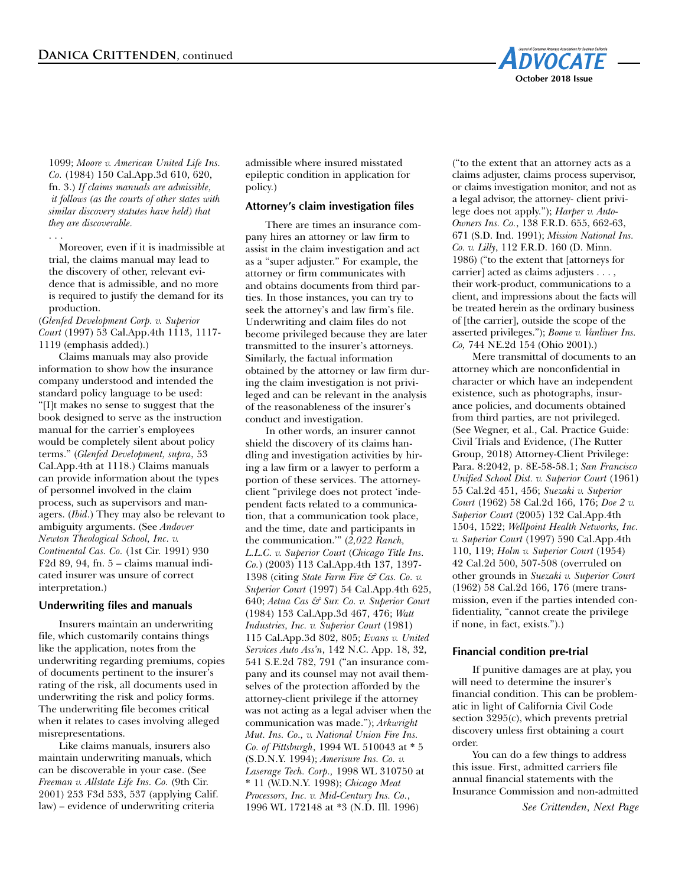1099; *Moore v. American United Life Ins. Co.* (1984) 150 Cal.App.3d 610, 620, fn. 3.) *If claims manuals are admissible, it follows (as the courts of other states with similar discovery statutes have held) that they are discoverable.*

. . .

Moreover, even if it is inadmissible at trial, the claims manual may lead to the discovery of other, relevant evidence that is admissible, and no more is required to justify the demand for its production.

(*Glenfed Development Corp. v. Superior Court* (1997) 53 Cal.App.4th 1113, 1117-1119 (emphasis added).)

Claims manuals may also provide information to show how the insurance company understood and intended the standard policy language to be used: "[I]t makes no sense to suggest that the book designed to serve as the instruction manual for the carrier's employees would be completely silent about policy terms." (*Glenfed Development, supra*, 53 Cal.App.4th at 1118.) Claims manuals can provide information about the types of personnel involved in the claim process, such as supervisors and managers. (*Ibid*.) They may also be relevant to ambiguity arguments. (See *Andover Newton Theological School, Inc. v. Continental Cas. Co.* (1st Cir. 1991) 930 F2d 89, 94, fn. 5 – claims manual indicated insurer was unsure of correct interpretation.)

### Underwriting files and manuals

Insurers maintain an underwriting file, which customarily contains things like the application, notes from the underwriting regarding premiums, copies of documents pertinent to the insurer's rating of the risk, all documents used in underwriting the risk and policy forms. The underwriting file becomes critical when it relates to cases involving alleged misrepresentations.

Like claims manuals, insurers also maintain underwriting manuals, which can be discoverable in your case. (See *Freeman v. Allstate Life Ins. Co.* (9th Cir. 2001) 253 F3d 533, 537 (applying Calif. law) – evidence of underwriting criteria admissible where insured misstated epileptic condition in application for policy.)

### Attorney's claim investigation files

There are times an insurance company hires an attorney or law firm to assist in the claim investigation and act as a "super adjuster." For example, the attorney or firm communicates with and obtains documents from third parties. In those instances, you can try to seek the attorney's and law firm's file. Underwriting and claim files do not become privileged because they are later transmitted to the insurer's attorneys. Similarly, the factual information obtained by the attorney or law firm during the claim investigation is not privileged and can be relevant in the analysis of the reasonableness of the insurer's conduct and investigation.

In other words, an insurer cannot shield the discovery of its claims handling and investigation activities by hiring a law firm or a lawyer to perform a portion of these services. The attorney-client "privilege does not protect 'independent facts related to a communication, that a communication took place, and the time, date and participants in the communication.'" (*2,022 Ranch, L.L.C. v. Superior Court* (*Chicago Title Ins. Co.*) (2003) 113 Cal.App.4th 137, 1397-1398 (citing *State Farm Fire & Cas. Co. v. Superior Court* (1997) 54 Cal.App.4th 625, 640; *Aetna Cas & Sur. Co. v. Superior Court* (1984) 153 Cal.App.3d 467, 476; *Watt Industries, Inc. v. Superior Court* (1981) 115 Cal.App.3d 802, 805; *Evans v. United Services Auto Ass'n*, 142 N.C. App. 18, 32, 541 S.E.2d 782, 791 ("an insurance company and its counsel may not avail themselves of the protection afforded by the attorney-client privilege if the attorney was not acting as a legal adviser when the communication was made."); *Arkwright Mut. Ins. Co., v. National Union Fire Ins. Co. of Pittsburgh*, 1994 WL 510043 at * 5 (S.D.N.Y. 1994); *Amerisure Ins. Co. v. Laserage Tech. Corp.,* 1998 WL 310750 at * 11 (W.D.N.Y. 1998); *Chicago Meat Processors, Inc. v. Mid-Century Ins. Co.*, 1996 WL 172148 at *3 (N.D. Ill. 1996) ("to the extent that an attorney acts as a claims adjuster, claims process supervisor, or claims investigation monitor, and not as a legal advisor, the attorney- client privilege does not apply."); *Harper v. Auto-Owners Ins. Co.*, 138 F.R.D. 655, 662-63, 671 (S.D. Ind. 1991); *Mission National Ins. Co. v. Lilly*, 112 F.R.D. 160 (D. Minn. 1986) ("to the extent that [attorneys for carrier] acted as claims adjusters . . . , their work-product, communications to a client, and impressions about the facts will be treated herein as the ordinary business of [the carrier], outside the scope of the asserted privileges."); *Boone v. Vanliner Ins. Co,* 744 NE.2d 154 (Ohio 2001).)

Mere transmittal of documents to an attorney which are nonconfidential in character or which have an independent existence, such as photographs, insurance policies, and documents obtained from third parties, are not privileged. (See Wegner, et al., Cal. Practice Guide: Civil Trials and Evidence, (The Rutter Group, 2018) Attorney-Client Privilege: Para. 8:2042, p. 8E-58-58.1; *San Francisco Unified School Dist. v. Superior Court* (1961) 55 Cal.2d 451, 456; *Suezaki v. Superior Court* (1962) 58 Cal.2d 166, 176; *Doe 2 v. Superior Court* (2005) 132 Cal.App.4th 1504, 1522; *Wellpoint Health Networks, Inc. v. Superior Court* (1997) 590 Cal.App.4th 110, 119; *Holm v. Superior Court* (1954) 42 Cal.2d 500, 507-508 (overruled on other grounds in *Suezaki v. Superior Court* (1962) 58 Cal.2d 166, 176 (mere transmission, even if the parties intended confidentiality, "cannot create the privilege if none, in fact, exists.").)

### Financial condition pre-trial

If punitive damages are at play, you will need to determine the insurer's financial condition. This can be problematic in light of California Civil Code section 3295(c), which prevents pretrial discovery unless first obtaining a court order.

You can do a few things to address this issue. First, admitted carriers file annual financial statements with the Insurance Commission and non-admitted

*See Crittenden, Next Page*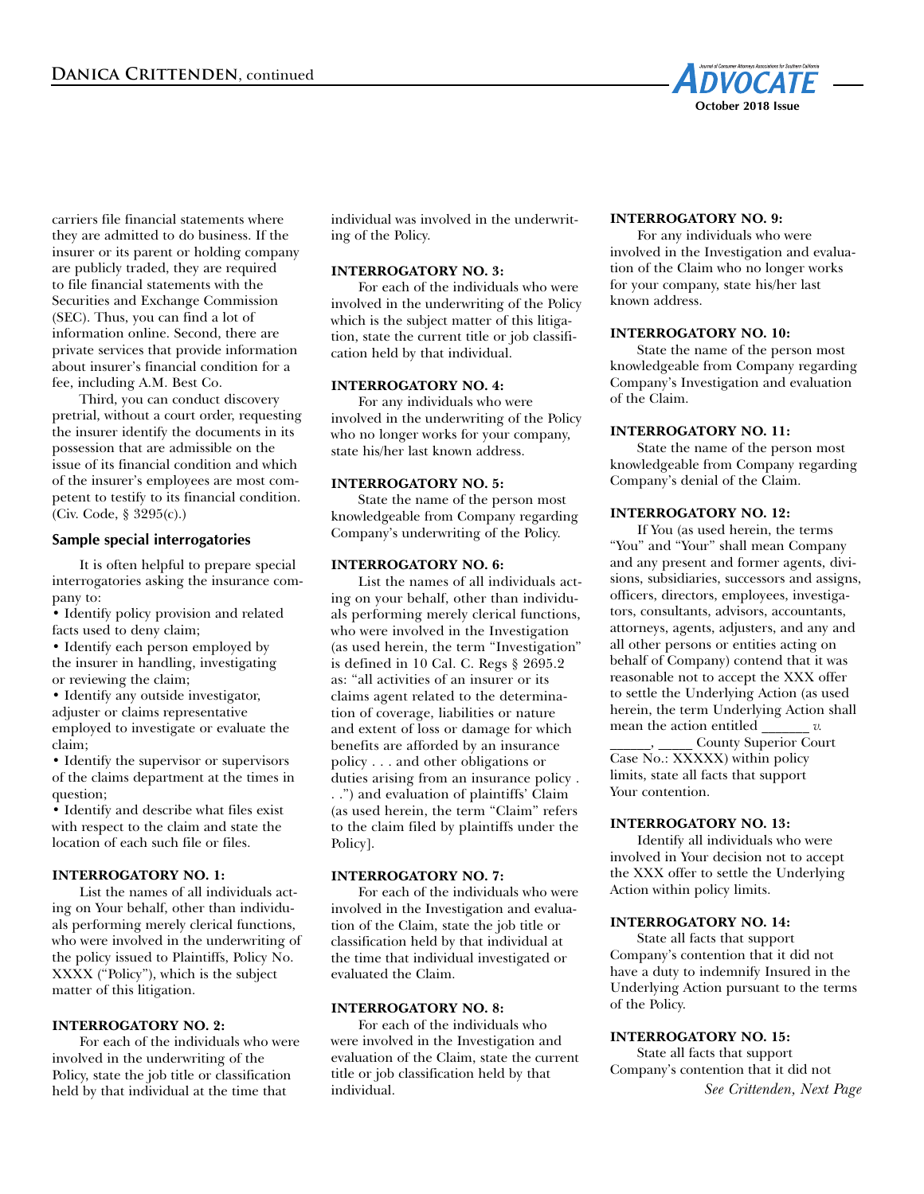carriers file financial statements where they are admitted to do business. If the insurer or its parent or holding company are publicly traded, they are required to file financial statements with the Securities and Exchange Commission (SEC). Thus, you can find a lot of information online. Second, there are private services that provide information about insurer's financial condition for a fee, including A.M. Best Co.

Third, you can conduct discovery pretrial, without a court order, requesting the insurer identify the documents in its possession that are admissible on the issue of its financial condition and which of the insurer's employees are most competent to testify to its financial condition. (Civ. Code, § 3295(c).)

### Sample special interrogatories

It is often helpful to prepare special interrogatories asking the insurance company to:

- Identify policy provision and related facts used to deny claim;
- Identify each person employed by the insurer in handling, investigating or reviewing the claim;
- Identify any outside investigator, adjuster or claims representative employed to investigate or evaluate the claim;
- Identify the supervisor or supervisors of the claims department at the times in question;
- Identify and describe what files exist with respect to the claim and state the location of each such file or files.

**INTERROGATORY NO. 1:**

List the names of all individuals acting on Your behalf, other than individuals performing merely clerical functions, who were involved in the underwriting of the policy issued to Plaintiffs, Policy No. XXXX ("Policy"), which is the subject matter of this litigation.

**INTERROGATORY NO. 2:**

For each of the individuals who were involved in the underwriting of the Policy, state the job title or classification held by that individual at the time that individual was involved in the underwriting of the Policy.

**INTERROGATORY NO. 3:**

For each of the individuals who were involved in the underwriting of the Policy which is the subject matter of this litigation, state the current title or job classification held by that individual.

**INTERROGATORY NO. 4:**

For any individuals who were involved in the underwriting of the Policy who no longer works for your company, state his/her last known address.

**INTERROGATORY NO. 5:**

State the name of the person most knowledgeable from Company regarding Company's underwriting of the Policy.

**INTERROGATORY NO. 6:**

List the names of all individuals acting on your behalf, other than individuals performing merely clerical functions, who were involved in the Investigation (as used herein, the term "Investigation" is defined in 10 Cal. C. Regs § 2695.2 as: "all activities of an insurer or its claims agent related to the determination of coverage, liabilities or nature and extent of loss or damage for which benefits are afforded by an insurance policy . . . and other obligations or duties arising from an insurance policy . . .") and evaluation of plaintiffs' Claim (as used herein, the term "Claim" refers to the claim filed by plaintiffs under the Policy].

**INTERROGATORY NO. 7:**

For each of the individuals who were involved in the Investigation and evaluation of the Claim, state the job title or classification held by that individual at the time that individual investigated or evaluated the Claim.

**INTERROGATORY NO. 8:**

For each of the individuals who were involved in the Investigation and evaluation of the Claim, state the current title or job classification held by that individual.

**INTERROGATORY NO. 9:**

For any individuals who were involved in the Investigation and evaluation of the Claim who no longer works for your company, state his/her last known address.

**INTERROGATORY NO. 10:**

State the name of the person most knowledgeable from Company regarding Company's Investigation and evaluation of the Claim.

**INTERROGATORY NO. 11:**

State the name of the person most knowledgeable from Company regarding Company's denial of the Claim.

**INTERROGATORY NO. 12:**

If You (as used herein, the terms "You" and "Your" shall mean Company and any present and former agents, divisions, subsidiaries, successors and assigns, officers, directors, employees, investigators, consultants, advisors, accountants, attorneys, agents, adjusters, and any and all other persons or entities acting on behalf of Company) contend that it was reasonable not to accept the XXX offer to settle the Underlying Action (as used herein, the term Underlying Action shall mean the action entitled ______ *v.* ______, _____ County Superior Court Case No.: XXXXX) within policy limits, state all facts that support Your contention.

**INTERROGATORY NO. 13:**

Identify all individuals who were involved in Your decision not to accept the XXX offer to settle the Underlying Action within policy limits.

**INTERROGATORY NO. 14:**

State all facts that support Company's contention that it did not have a duty to indemnify Insured in the Underlying Action pursuant to the terms of the Policy.

**INTERROGATORY NO. 15:**

State all facts that support Company's contention that it did not

*See Crittenden, Next Page*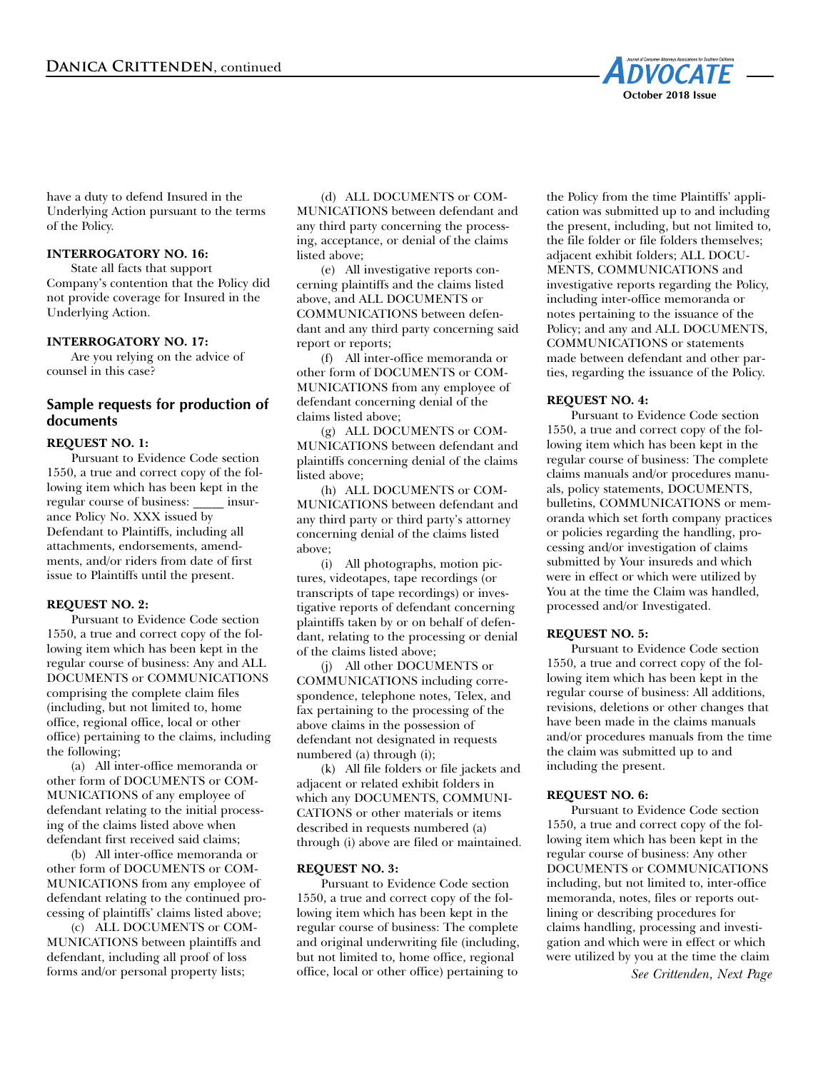have a duty to defend Insured in the Underlying Action pursuant to the terms of the Policy.

**INTERROGATORY NO. 16:**

State all facts that support Company's contention that the Policy did not provide coverage for Insured in the Underlying Action.

**INTERROGATORY NO. 17:**

Are you relying on the advice of counsel in this case?

## Sample requests for production of documents

**REQUEST NO. 1:**

Pursuant to Evidence Code section 1550, a true and correct copy of the following item which has been kept in the regular course of business: _____ insurance Policy No. XXX issued by Defendant to Plaintiffs, including all attachments, endorsements, amendments, and/or riders from date of first issue to Plaintiffs until the present.

**REQUEST NO. 2:**

Pursuant to Evidence Code section 1550, a true and correct copy of the following item which has been kept in the regular course of business: Any and ALL DOCUMENTS or COMMUNICATIONS comprising the complete claim files (including, but not limited to, home office, regional office, local or other office) pertaining to the claims, including the following;

(a) All inter-office memoranda or other form of DOCUMENTS or COMMUNICATIONS of any employee of defendant relating to the initial processing of the claims listed above when defendant first received said claims;

(b) All inter-office memoranda or other form of DOCUMENTS or COMMUNICATIONS from any employee of defendant relating to the continued processing of plaintiffs' claims listed above;

(c) ALL DOCUMENTS or COMMUNICATIONS between plaintiffs and defendant, including all proof of loss forms and/or personal property lists;

(d) ALL DOCUMENTS or COMMUNICATIONS between defendant and any third party concerning the processing, acceptance, or denial of the claims listed above;

(e) All investigative reports concerning plaintiffs and the claims listed above, and ALL DOCUMENTS or COMMUNICATIONS between defendant and any third party concerning said report or reports;

(f) All inter-office memoranda or other form of DOCUMENTS or COMMUNICATIONS from any employee of defendant concerning denial of the claims listed above;

(g) ALL DOCUMENTS or COMMUNICATIONS between defendant and plaintiffs concerning denial of the claims listed above;

(h) ALL DOCUMENTS or COMMUNICATIONS between defendant and any third party or third party's attorney concerning denial of the claims listed above;

(i) All photographs, motion pictures, videotapes, tape recordings (or transcripts of tape recordings) or investigative reports of defendant concerning plaintiffs taken by or on behalf of defendant, relating to the processing or denial of the claims listed above;

(j) All other DOCUMENTS or COMMUNICATIONS including correspondence, telephone notes, Telex, and fax pertaining to the processing of the above claims in the possession of defendant not designated in requests numbered (a) through (i);

(k) All file folders or file jackets and adjacent or related exhibit folders in which any DOCUMENTS, COMMUNICATIONS or other materials or items described in requests numbered (a) through (i) above are filed or maintained.

**REQUEST NO. 3:**

Pursuant to Evidence Code section 1550, a true and correct copy of the following item which has been kept in the regular course of business: The complete and original underwriting file (including, but not limited to, home office, regional office, local or other office) pertaining to the Policy from the time Plaintiffs' application was submitted up to and including the present, including, but not limited to, the file folder or file folders themselves; adjacent exhibit folders; ALL DOCUMENTS, COMMUNICATIONS and investigative reports regarding the Policy, including inter-office memoranda or notes pertaining to the issuance of the Policy; and any and ALL DOCUMENTS, COMMUNICATIONS or statements made between defendant and other parties, regarding the issuance of the Policy.

**REQUEST NO. 4:**

Pursuant to Evidence Code section 1550, a true and correct copy of the following item which has been kept in the regular course of business: The complete claims manuals and/or procedures manuals, policy statements, DOCUMENTS, bulletins, COMMUNICATIONS or memoranda which set forth company practices or policies regarding the handling, processing and/or investigation of claims submitted by Your insureds and which were in effect or which were utilized by You at the time the Claim was handled, processed and/or Investigated.

**REQUEST NO. 5:**

Pursuant to Evidence Code section 1550, a true and correct copy of the following item which has been kept in the regular course of business: All additions, revisions, deletions or other changes that have been made in the claims manuals and/or procedures manuals from the time the claim was submitted up to and including the present.

**REQUEST NO. 6:**

Pursuant to Evidence Code section 1550, a true and correct copy of the following item which has been kept in the regular course of business: Any other DOCUMENTS or COMMUNICATIONS including, but not limited to, inter-office memoranda, notes, files or reports outlining or describing procedures for claims handling, processing and investigation and which were in effect or which were utilized by you at the time the claim

*See Crittenden, Next Page*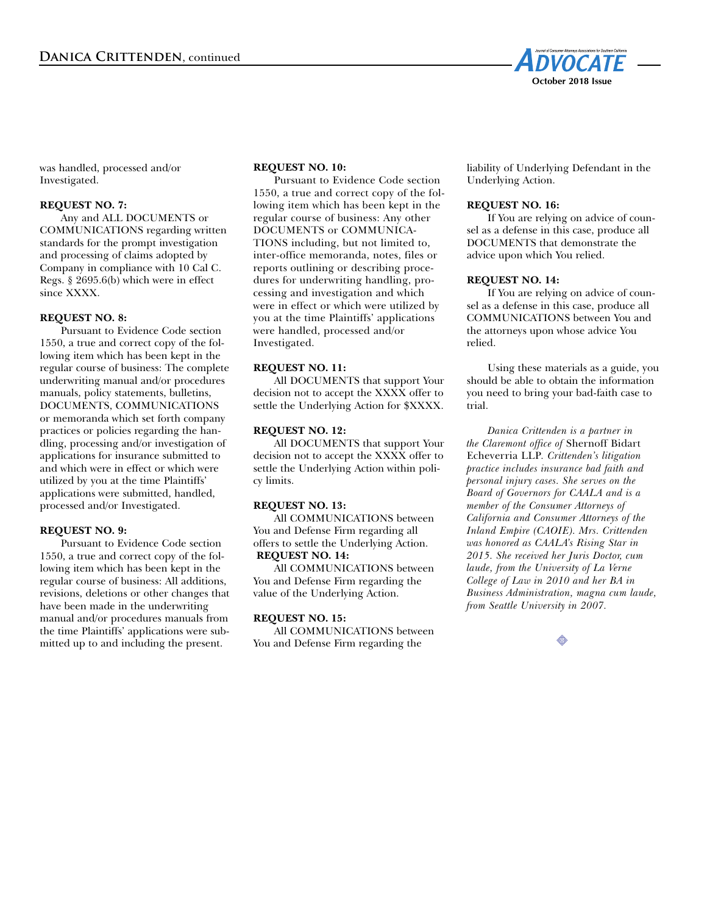was handled, processed and/or Investigated.

**REQUEST NO. 7:**

Any and ALL DOCUMENTS or COMMUNICATIONS regarding written standards for the prompt investigation and processing of claims adopted by Company in compliance with 10 Cal C. Regs. § 2695.6(b) which were in effect since XXXX.

**REQUEST NO. 8:**

Pursuant to Evidence Code section 1550, a true and correct copy of the following item which has been kept in the regular course of business: The complete underwriting manual and/or procedures manuals, policy statements, bulletins, DOCUMENTS, COMMUNICATIONS or memoranda which set forth company practices or policies regarding the handling, processing and/or investigation of applications for insurance submitted to and which were in effect or which were utilized by you at the time Plaintiffs' applications were submitted, handled, processed and/or Investigated.

**REQUEST NO. 9:**

Pursuant to Evidence Code section 1550, a true and correct copy of the following item which has been kept in the regular course of business: All additions, revisions, deletions or other changes that have been made in the underwriting manual and/or procedures manuals from the time Plaintiffs' applications were submitted up to and including the present.

**REQUEST NO. 10:**

Pursuant to Evidence Code section 1550, a true and correct copy of the following item which has been kept in the regular course of business: Any other DOCUMENTS or COMMUNICATIONS including, but not limited to, inter-office memoranda, notes, files or reports outlining or describing procedures for underwriting handling, processing and investigation and which were in effect or which were utilized by you at the time Plaintiffs' applications were handled, processed and/or Investigated.

**REQUEST NO. 11:**

All DOCUMENTS that support Your decision not to accept the XXXX offer to settle the Underlying Action for $XXXX.

**REQUEST NO. 12:**

All DOCUMENTS that support Your decision not to accept the XXXX offer to settle the Underlying Action within policy limits.

**REQUEST NO. 13:**

All COMMUNICATIONS between You and Defense Firm regarding all offers to settle the Underlying Action.

**REQUEST NO. 14:**

All COMMUNICATIONS between You and Defense Firm regarding the value of the Underlying Action.

**REQUEST NO. 15:**

All COMMUNICATIONS between You and Defense Firm regarding the liability of Underlying Defendant in the Underlying Action.

**REQUEST NO. 16:**

If You are relying on advice of counsel as a defense in this case, produce all DOCUMENTS that demonstrate the advice upon which You relied.

**REQUEST NO. 14:**

If You are relying on advice of counsel as a defense in this case, produce all COMMUNICATIONS between You and the attorneys upon whose advice You relied.

Using these materials as a guide, you should be able to obtain the information you need to bring your bad-faith case to trial.

*Danica Crittenden is a partner in the Claremont office of* Shernoff Bidart Echeverria LLP*. Crittenden's litigation practice includes insurance bad faith and personal injury cases. She serves on the Board of Governors for CAALA and is a member of the Consumer Attorneys of California and Consumer Attorneys of the Inland Empire (CAOIE). Mrs. Crittenden was honored as CAALA's Rising Star in 2015. She received her Juris Doctor, cum laude, from the University of La Verne College of Law in 2010 and her BA in Business Administration, magna cum laude, from Seattle University in 2007.*